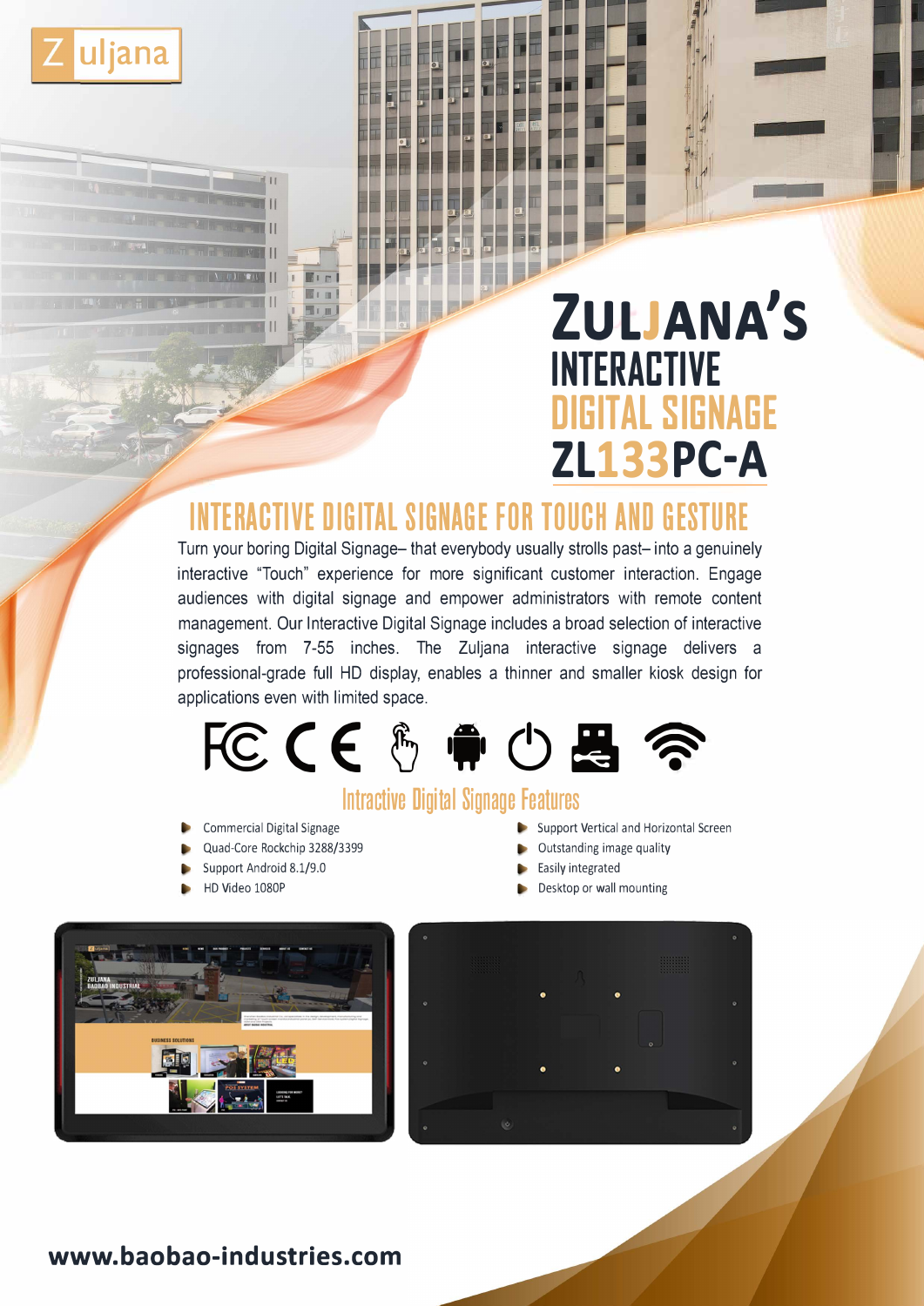Zuljana

# ZULJANA'S INTERACTIVE DIGITAL SIGNAGE ZL133PC-A

## INTERACTIVE DIGITAL SIGNAGE FOR TOUCH AND GESTURE

Turn your boring Digital Signage– that everybody usually strolls past– into a genuinely interactive "Touch" experience for more significant customer interaction. Engage audiences with digital signage and empower administrators with remote content management. Our Interactive Digital Signage includes a broad selection of interactive signages from 7-55 inches. The Zuljana interactive signage delivers a professional-grade full HD display, enables a thinner and smaller kiosk design for applications even with limited space.

### Intractive Digital Signage Features

- Commercial Digital Signage
- Quad-Core Rockchip 3288/3399
- Support Android 8.1/9.0
- HD Video 1080P
- Support Vertical and Horizontal Screen
- Outstanding image quality
- Easily integrated
- Desktop or wall mounting

www.baobao-industries.com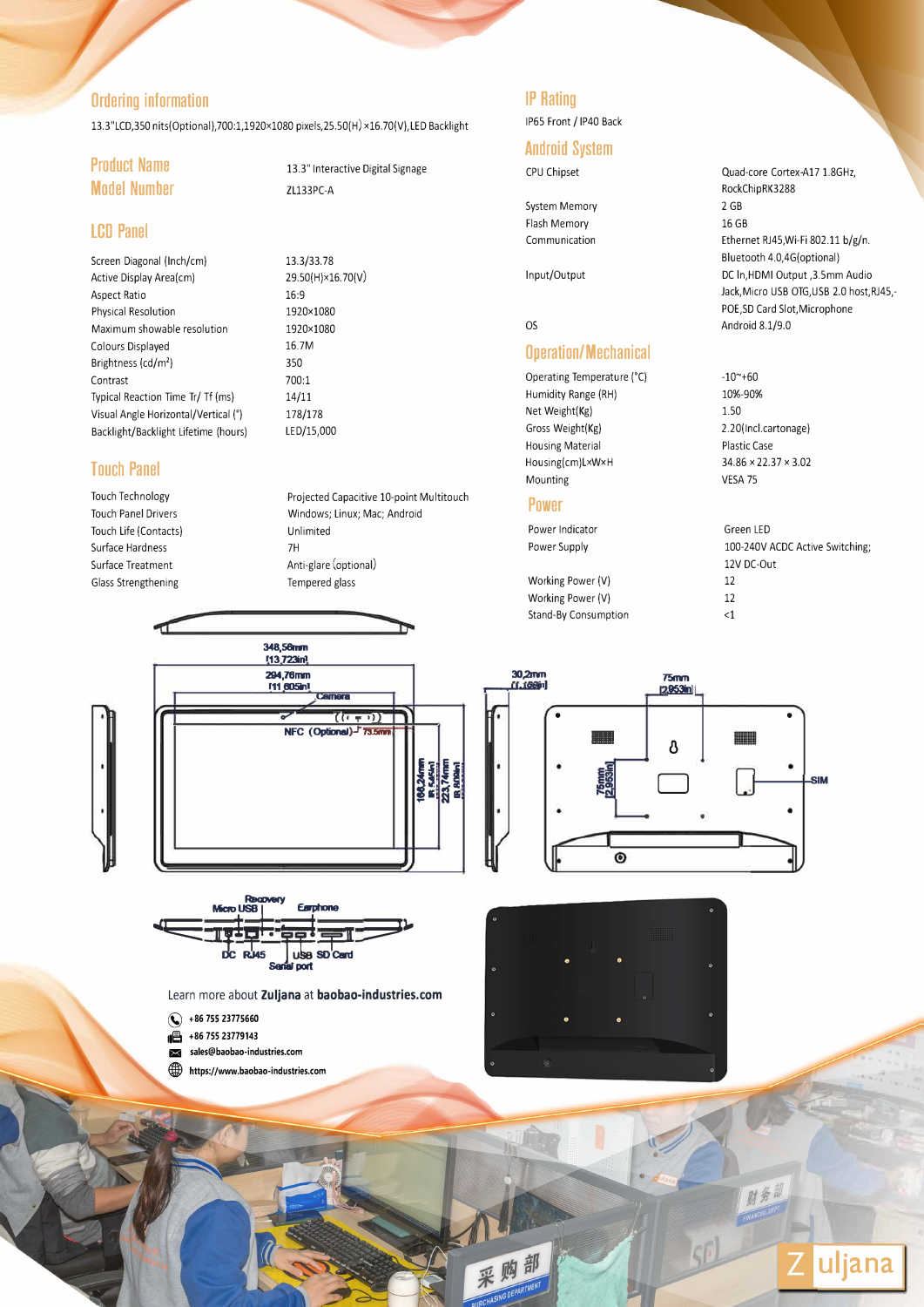## Ordering information

13.3"LCD,350 nits(Optional),700:1,1920×1080 pixels,25.50(H) ×16.70(V),LED Backlight

| | |
|---|---|
| **Product Name** | 13.3" Interactive Digital Signage |
| **Model Number** | ZL133PC-A |

## LCD Panel

| | |
|---|---|
| Screen Diagonal (Inch/cm) | 13.3/33.78 |
| Active Display Area(cm) | 29.50(H)×16.70(V) |
| Aspect Ratio | 16:9 |
| Physical Resolution | 1920×1080 |
| Maximum showable resolution | 1920×1080 |
| Colours Displayed | 16.7M |
| Brightness (cd/m²) | 350 |
| Contrast | 700:1 |
| Typical Reaction Time Tr/ Tf (ms) | 14/11 |
| Visual Angle Horizontal/Vertical (°) | 178/178 |
| Backlight/Backlight Lifetime (hours) | LED/15,000 |

## Touch Panel

| | |
|---|---|
| Touch Technology | Projected Capacitive 10-point Multitouch |
| Touch Panel Drivers | Windows; Linux; Mac; Android |
| Touch Life (Contacts) | Unlimited |
| Surface Hardness | 7H |
| Surface Treatment | Anti-glare (optional) |
| Glass Strengthening | Tempered glass |

## IP Rating

IP65 Front / IP40 Back

## Android System

| | |
|---|---|
| CPU Chipset | Quad-core Cortex-A17 1.8GHz, RockChipRK3288 |
| System Memory | 2 GB |
| Flash Memory | 16 GB |
| Communication | Ethernet RJ45,Wi-Fi 802.11 b/g/n. Bluetooth 4.0,4G(optional) |
| Input/Output | DC In,HDMI Output ,3.5mm Audio Jack,Micro USB OTG,USB 2.0 host,RJ45,-POE,SD Card Slot,Microphone |
| OS | Android 8.1/9.0 |

## Operation/Mechanical

| | |
|---|---|
| Operating Temperature (°C) | -10~+60 |
| Humidity Range (RH) | 10%-90% |
| Net Weight(Kg) | 1.50 |
| Gross Weight(Kg) | 2.20(Incl.cartonage) |
| Housing Material | Plastic Case |
| Housing(cm)L×W×H | 34.86 × 22.37 × 3.02 |
| Mounting | VESA 75 |

## Power

| | |
|---|---|
| Power Indicator | Green LED |
| Power Supply | 100-240V ACDC Active Switching; 12V DC-Out |
| Working Power (V) | 12 |
| Working Power (V) | 12 |
| Stand-By Consumption | <1 |

348,56mm [13,723in]
294,76mm [11,605in]
Camera
NFC (Optional)
73.5mm
168,24mm [6,454in]
223,74mm [8,809in]
30,2mm [1,189in]
75mm [2,953in]
75mm [2,953in]
SIM

Recovery
Micro USB
Earphone
DC RJ45 USB SD Card
Serial port

Learn more about **Zuljana** at **baobao-industries.com**

+86 755 23775660
+86 755 23779143
sales@baobao-industries.com
https://www.baobao-industries.com

Zuljana